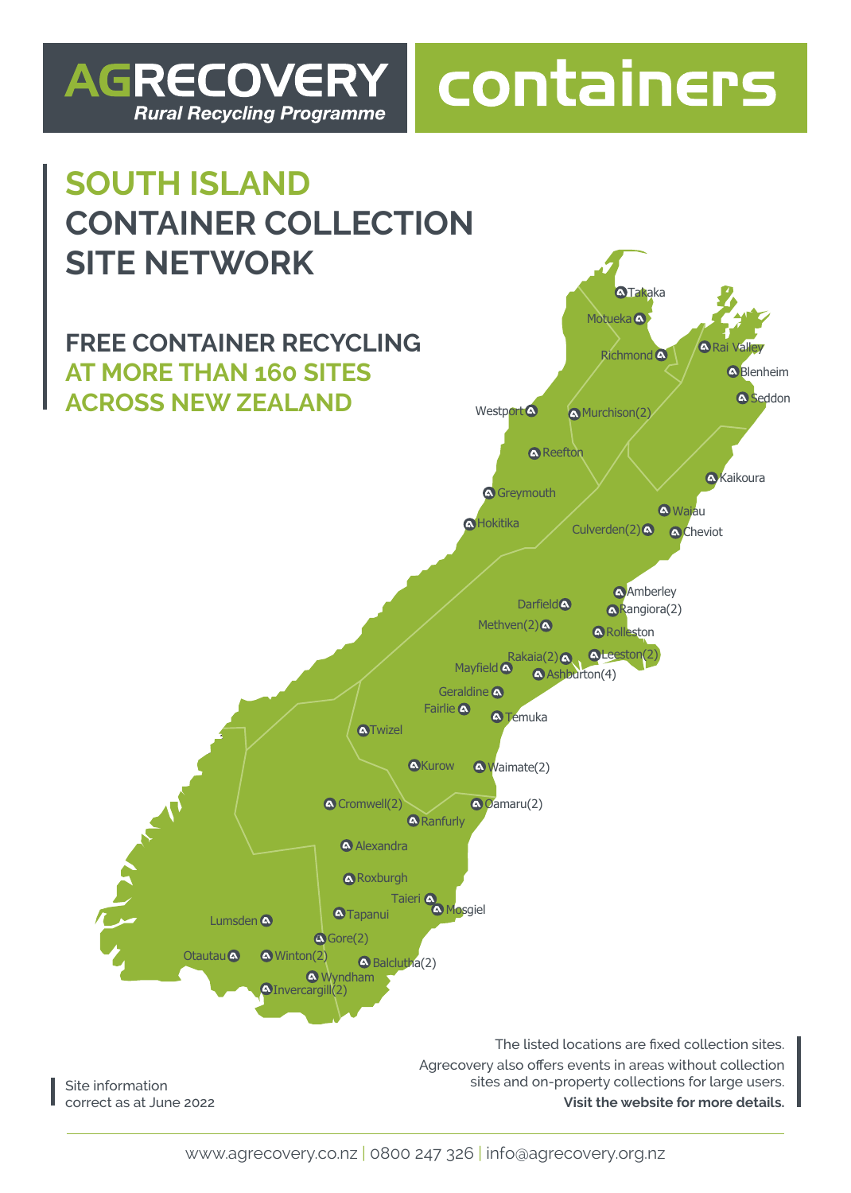# AGRECOVERY containers

*Rural Recycling Programme*

## SOUTH ISLAND CONTAINER COLLECTION SITE NETWORK

### FREE CONTAINER RECYCLING AT MORE THAN 160 SITES ACROSS NEW ZEALAND

- Takaka
- Motueka
- Richmond
- Rai Valley
- Blenheim
- Seddon
- Westport
- Murchison(2)
- Reefton
- Kaikoura
- Greymouth
- Waiau
- Hokitika
- Culverden(2)
- Cheviot
- Amberley
- Darfield
- Rangiora(2)
- Methven(2)
- Rolleston
- Rakaia(2)
- Leeston(2)
- Mayfield
- Ashburton(4)
- Geraldine
- Fairlie
- Temuka
- Twizel
- Kurow
- Waimate(2)
- Cromwell(2)
- Oamaru(2)
- Ranfurly
- Alexandra
- Roxburgh
- Taieri
- Mosgiel
- Tapanui
- Lumsden
- Gore(2)
- Otautau
- Winton(2)
- Balclutha(2)
- Wyndham
- Invercargill(2)

Site information correct as at June 2022

The listed locations are fixed collection sites. Agrecovery also offers events in areas without collection sites and on-property collections for large users. **Visit the website for more details.**

www.agrecovery.co.nz | 0800 247 326 | info@agrecovery.org.nz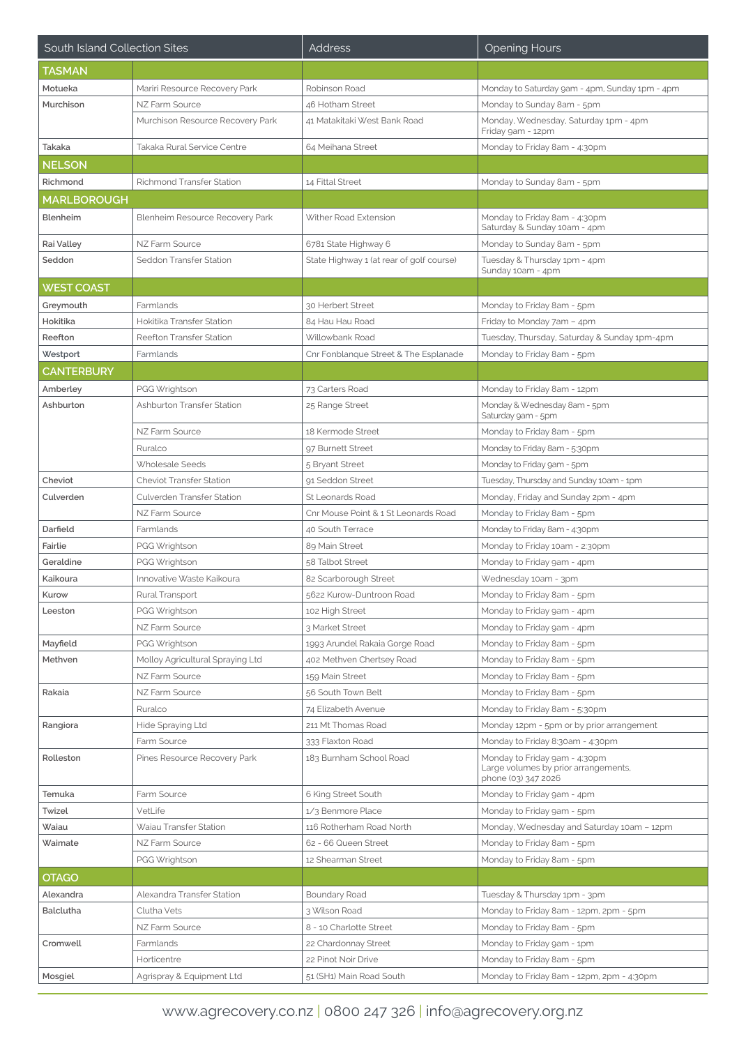| South Island Collection Sites | | Address | Opening Hours |
|---|---|---|---|
| **TASMAN** | | | |
| Motueka | Mariri Resource Recovery Park | Robinson Road | Monday to Saturday 9am - 4pm, Sunday 1pm - 4pm |
| Murchison | NZ Farm Source | 46 Hotham Street | Monday to Sunday 8am - 5pm |
| | Murchison Resource Recovery Park | 41 Matakitaki West Bank Road | Monday, Wednesday, Saturday 1pm - 4pm<br>Friday 9am - 12pm |
| Takaka | Takaka Rural Service Centre | 64 Meihana Street | Monday to Friday 8am - 4:30pm |
| **NELSON** | | | |
| Richmond | Richmond Transfer Station | 14 Fittal Street | Monday to Sunday 8am - 5pm |
| **MARLBOROUGH** | | | |
| Blenheim | Blenheim Resource Recovery Park | Wither Road Extension | Monday to Friday 8am - 4:30pm<br>Saturday & Sunday 10am - 4pm |
| Rai Valley | NZ Farm Source | 6781 State Highway 6 | Monday to Sunday 8am - 5pm |
| Seddon | Seddon Transfer Station | State Highway 1 (at rear of golf course) | Tuesday & Thursday 1pm - 4pm<br>Sunday 10am - 4pm |
| **WEST COAST** | | | |
| Greymouth | Farmlands | 30 Herbert Street | Monday to Friday 8am - 5pm |
| Hokitika | Hokitika Transfer Station | 84 Hau Hau Road | Friday to Monday 7am – 4pm |
| Reefton | Reefton Transfer Station | Willowbank Road | Tuesday, Thursday, Saturday & Sunday 1pm-4pm |
| Westport | Farmlands | Cnr Fonblanque Street & The Esplanade | Monday to Friday 8am - 5pm |
| **CANTERBURY** | | | |
| Amberley | PGG Wrightson | 73 Carters Road | Monday to Friday 8am - 12pm |
| Ashburton | Ashburton Transfer Station | 25 Range Street | Monday & Wednesday 8am - 5pm<br>Saturday 9am - 5pm |
| | NZ Farm Source | 18 Kermode Street | Monday to Friday 8am - 5pm |
| | Ruralco | 97 Burnett Street | Monday to Friday 8am - 5:30pm |
| | Wholesale Seeds | 5 Bryant Street | Monday to Friday 9am - 5pm |
| Cheviot | Cheviot Transfer Station | 91 Seddon Street | Tuesday, Thursday and Sunday 10am - 1pm |
| Culverden | Culverden Transfer Station | St Leonards Road | Monday, Friday and Sunday 2pm - 4pm |
| | NZ Farm Source | Cnr Mouse Point & 1 St Leonards Road | Monday to Friday 8am - 5pm |
| Darfield | Farmlands | 40 South Terrace | Monday to Friday 8am - 4:30pm |
| Fairlie | PGG Wrightson | 89 Main Street | Monday to Friday 10am - 2:30pm |
| Geraldine | PGG Wrightson | 58 Talbot Street | Monday to Friday 9am - 4pm |
| Kaikoura | Innovative Waste Kaikoura | 82 Scarborough Street | Wednesday 10am - 3pm |
| Kurow | Rural Transport | 5622 Kurow-Duntroon Road | Monday to Friday 8am - 5pm |
| Leeston | PGG Wrightson | 102 High Street | Monday to Friday 9am - 4pm |
| | NZ Farm Source | 3 Market Street | Monday to Friday 9am - 4pm |
| Mayfield | PGG Wrightson | 1993 Arundel Rakaia Gorge Road | Monday to Friday 8am - 5pm |
| Methven | Molloy Agricultural Spraying Ltd | 402 Methven Chertsey Road | Monday to Friday 8am - 5pm |
| | NZ Farm Source | 159 Main Street | Monday to Friday 8am - 5pm |
| Rakaia | NZ Farm Source | 56 South Town Belt | Monday to Friday 8am - 5pm |
| | Ruralco | 74 Elizabeth Avenue | Monday to Friday 8am - 5:30pm |
| Rangiora | Hide Spraying Ltd | 211 Mt Thomas Road | Monday 12pm - 5pm or by prior arrangement |
| | Farm Source | 333 Flaxton Road | Monday to Friday 8:30am - 4:30pm |
| Rolleston | Pines Resource Recovery Park | 183 Burnham School Road | Monday to Friday 9am - 4:30pm<br>Large volumes by prior arrangements, phone (03) 347 2026 |
| Temuka | Farm Source | 6 King Street South | Monday to Friday 9am - 4pm |
| Twizel | VetLife | 1/3 Benmore Place | Monday to Friday 9am - 5pm |
| Waiau | Waiau Transfer Station | 116 Rotherham Road North | Monday, Wednesday and Saturday 10am – 12pm |
| Waimate | NZ Farm Source | 62 - 66 Queen Street | Monday to Friday 8am - 5pm |
| | PGG Wrightson | 12 Shearman Street | Monday to Friday 8am - 5pm |
| **OTAGO** | | | |
| Alexandra | Alexandra Transfer Station | Boundary Road | Tuesday & Thursday 1pm - 3pm |
| Balclutha | Clutha Vets | 3 Wilson Road | Monday to Friday 8am - 12pm, 2pm - 5pm |
| | NZ Farm Source | 8 - 10 Charlotte Street | Monday to Friday 8am - 5pm |
| Cromwell | Farmlands | 22 Chardonnay Street | Monday to Friday 9am - 1pm |
| | Horticentre | 22 Pinot Noir Drive | Monday to Friday 8am - 5pm |
| Mosgiel | Agrispray & Equipment Ltd | 51 (SH1) Main Road South | Monday to Friday 8am - 12pm, 2pm - 4:30pm |

www.agrecovery.co.nz | 0800 247 326 | info@agrecovery.org.nz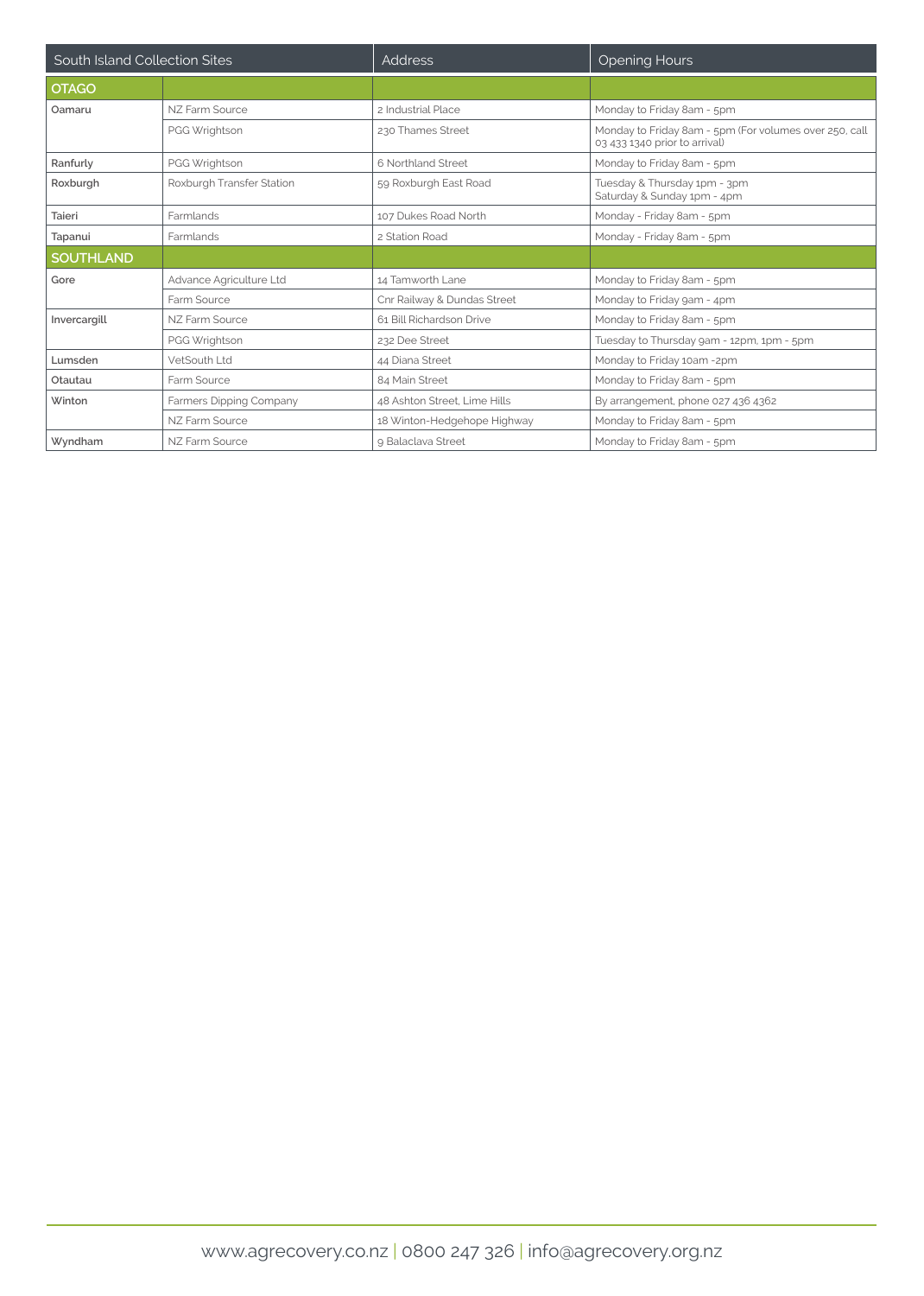| South Island Collection Sites | | Address | Opening Hours |
|---|---|---|---|
| **OTAGO** | | | |
| Oamaru | NZ Farm Source | 2 Industrial Place | Monday to Friday 8am - 5pm |
| | PGG Wrightson | 230 Thames Street | Monday to Friday 8am - 5pm (For volumes over 250, call 03 433 1340 prior to arrival) |
| Ranfurly | PGG Wrightson | 6 Northland Street | Monday to Friday 8am - 5pm |
| Roxburgh | Roxburgh Transfer Station | 59 Roxburgh East Road | Tuesday & Thursday 1pm - 3pm Saturday & Sunday 1pm - 4pm |
| Taieri | Farmlands | 107 Dukes Road North | Monday - Friday 8am - 5pm |
| Tapanui | Farmlands | 2 Station Road | Monday - Friday 8am - 5pm |
| **SOUTHLAND** | | | |
| Gore | Advance Agriculture Ltd | 14 Tamworth Lane | Monday to Friday 8am - 5pm |
| | Farm Source | Cnr Railway & Dundas Street | Monday to Friday 9am - 4pm |
| Invercargill | NZ Farm Source | 61 Bill Richardson Drive | Monday to Friday 8am - 5pm |
| | PGG Wrightson | 232 Dee Street | Tuesday to Thursday 9am - 12pm, 1pm - 5pm |
| Lumsden | VetSouth Ltd | 44 Diana Street | Monday to Friday 10am -2pm |
| Otautau | Farm Source | 84 Main Street | Monday to Friday 8am - 5pm |
| Winton | Farmers Dipping Company | 48 Ashton Street, Lime Hills | By arrangement, phone 027 436 4362 |
| | NZ Farm Source | 18 Winton-Hedgehope Highway | Monday to Friday 8am - 5pm |
| Wyndham | NZ Farm Source | 9 Balaclava Street | Monday to Friday 8am - 5pm |

www.agrecovery.co.nz | 0800 247 326 | info@agrecovery.org.nz